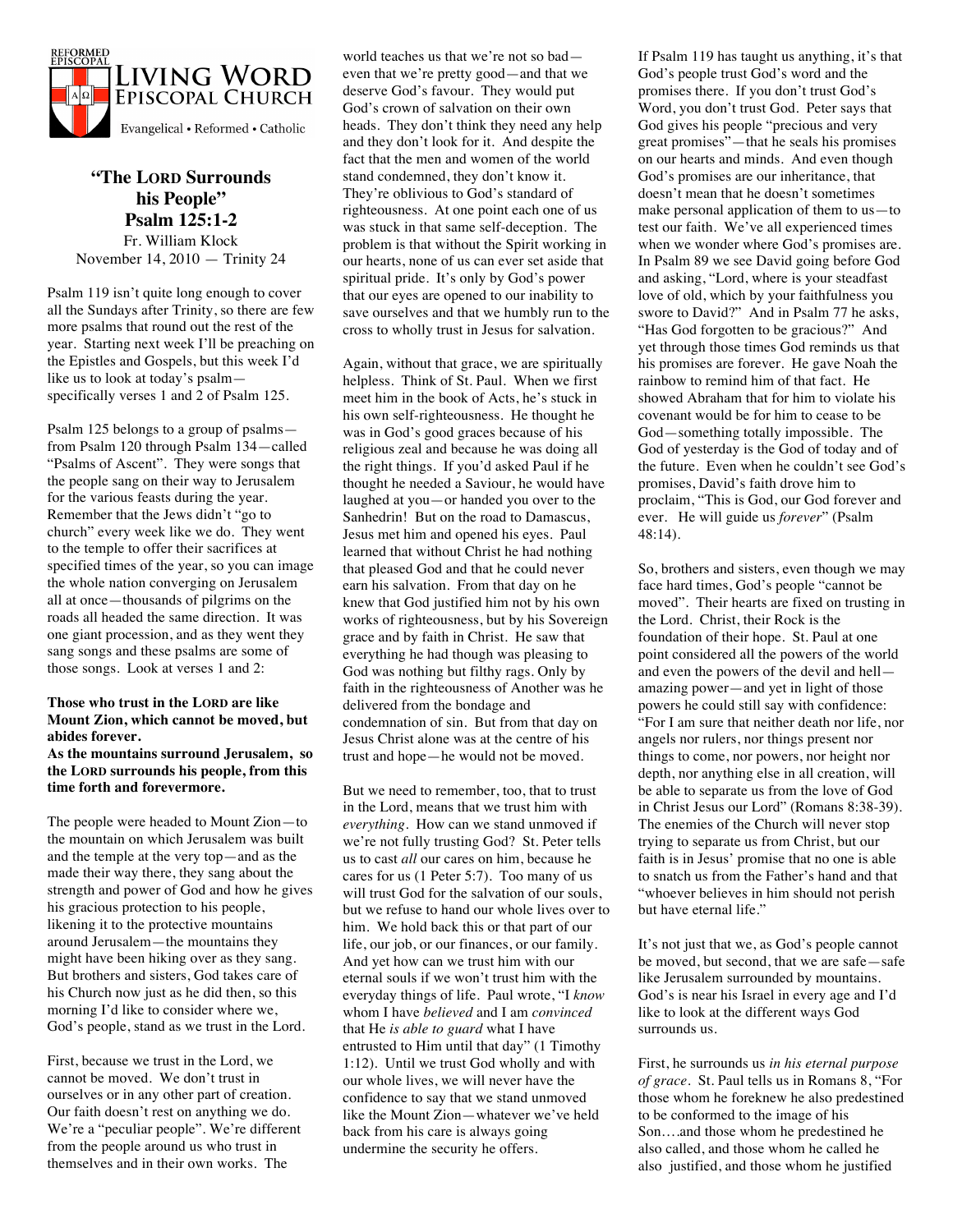REFORMED EPISCOPAL

LIVING WORD EPISCOPAL CHURCH

Evangelical • Reformed • Catholic

# "The LORD Surrounds his People"
## Psalm 125:1-2

Fr. William Klock
November 14, 2010 — Trinity 24

Psalm 119 isn't quite long enough to cover all the Sundays after Trinity, so there are few more psalms that round out the rest of the year. Starting next week I'll be preaching on the Epistles and Gospels, but this week I'd like us to look at today's psalm—specifically verses 1 and 2 of Psalm 125.

Psalm 125 belongs to a group of psalms—from Psalm 120 through Psalm 134—called "Psalms of Ascent". They were songs that the people sang on their way to Jerusalem for the various feasts during the year. Remember that the Jews didn't "go to church" every week like we do. They went to the temple to offer their sacrifices at specified times of the year, so you can image the whole nation converging on Jerusalem all at once—thousands of pilgrims on the roads all headed the same direction. It was one giant procession, and as they went they sang songs and these psalms are some of those songs. Look at verses 1 and 2:

**Those who trust in the LORD are like Mount Zion, which cannot be moved, but abides forever.**
**As the mountains surround Jerusalem, so the LORD surrounds his people, from this time forth and forevermore.**

The people were headed to Mount Zion—to the mountain on which Jerusalem was built and the temple at the very top—and as the made their way there, they sang about the strength and power of God and how he gives his gracious protection to his people, likening it to the protective mountains around Jerusalem—the mountains they might have been hiking over as they sang. But brothers and sisters, God takes care of his Church now just as he did then, so this morning I'd like to consider where we, God's people, stand as we trust in the Lord.

First, because we trust in the Lord, we cannot be moved. We don't trust in ourselves or in any other part of creation. Our faith doesn't rest on anything we do. We're a "peculiar people". We're different from the people around us who trust in themselves and in their own works. The world teaches us that we're not so bad—even that we're pretty good—and that we deserve God's favour. They would put God's crown of salvation on their own heads. They don't think they need any help and they don't look for it. And despite the fact that the men and women of the world stand condemned, they don't know it. They're oblivious to God's standard of righteousness. At one point each one of us was stuck in that same self-deception. The problem is that without the Spirit working in our hearts, none of us can ever set aside that spiritual pride. It's only by God's power that our eyes are opened to our inability to save ourselves and that we humbly run to the cross to wholly trust in Jesus for salvation.

Again, without that grace, we are spiritually helpless. Think of St. Paul. When we first meet him in the book of Acts, he's stuck in his own self-righteousness. He thought he was in God's good graces because of his religious zeal and because he was doing all the right things. If you'd asked Paul if he thought he needed a Saviour, he would have laughed at you—or handed you over to the Sanhedrin! But on the road to Damascus, Jesus met him and opened his eyes. Paul learned that without Christ he had nothing that pleased God and that he could never earn his salvation. From that day on he knew that God justified him not by his own works of righteousness, but by his Sovereign grace and by faith in Christ. He saw that everything he had though was pleasing to God was nothing but filthy rags. Only by faith in the righteousness of Another was he delivered from the bondage and condemnation of sin. But from that day on Jesus Christ alone was at the centre of his trust and hope—he would not be moved.

But we need to remember, too, that to trust in the Lord, means that we trust him with *everything*. How can we stand unmoved if we're not fully trusting God? St. Peter tells us to cast *all* our cares on him, because he cares for us (1 Peter 5:7). Too many of us will trust God for the salvation of our souls, but we refuse to hand our whole lives over to him. We hold back this or that part of our life, our job, or our finances, or our family. And yet how can we trust him with our eternal souls if we won't trust him with the everyday things of life. Paul wrote, "I *know* whom I have *believed* and I am *convinced* that He *is able to guard* what I have entrusted to Him until that day" (1 Timothy 1:12). Until we trust God wholly and with our whole lives, we will never have the confidence to say that we stand unmoved like the Mount Zion—whatever we've held back from his care is always going undermine the security he offers.

If Psalm 119 has taught us anything, it's that God's people trust God's word and the promises there. If you don't trust God's Word, you don't trust God. Peter says that God gives his people "precious and very great promises"—that he seals his promises on our hearts and minds. And even though God's promises are our inheritance, that doesn't mean that he doesn't sometimes make personal application of them to us—to test our faith. We've all experienced times when we wonder where God's promises are. In Psalm 89 we see David going before God and asking, "Lord, where is your steadfast love of old, which by your faithfulness you swore to David?" And in Psalm 77 he asks, "Has God forgotten to be gracious?" And yet through those times God reminds us that his promises are forever. He gave Noah the rainbow to remind him of that fact. He showed Abraham that for him to violate his covenant would be for him to cease to be God—something totally impossible. The God of yesterday is the God of today and of the future. Even when he couldn't see God's promises, David's faith drove him to proclaim, "This is God, our God forever and ever. He will guide us *forever*" (Psalm 48:14).

So, brothers and sisters, even though we may face hard times, God's people "cannot be moved". Their hearts are fixed on trusting in the Lord. Christ, their Rock is the foundation of their hope. St. Paul at one point considered all the powers of the world and even the powers of the devil and hell—amazing power—and yet in light of those powers he could still say with confidence: "For I am sure that neither death nor life, nor angels nor rulers, nor things present nor things to come, nor powers, nor height nor depth, nor anything else in all creation, will be able to separate us from the love of God in Christ Jesus our Lord" (Romans 8:38-39). The enemies of the Church will never stop trying to separate us from Christ, but our faith is in Jesus' promise that no one is able to snatch us from the Father's hand and that "whoever believes in him should not perish but have eternal life."

It's not just that we, as God's people cannot be moved, but second, that we are safe—safe like Jerusalem surrounded by mountains. God's is near his Israel in every age and I'd like to look at the different ways God surrounds us.

First, he surrounds us *in his eternal purpose of grace*. St. Paul tells us in Romans 8, "For those whom he foreknew he also predestined to be conformed to the image of his Son….and those whom he predestined he also called, and those whom he called he also justified, and those whom he justified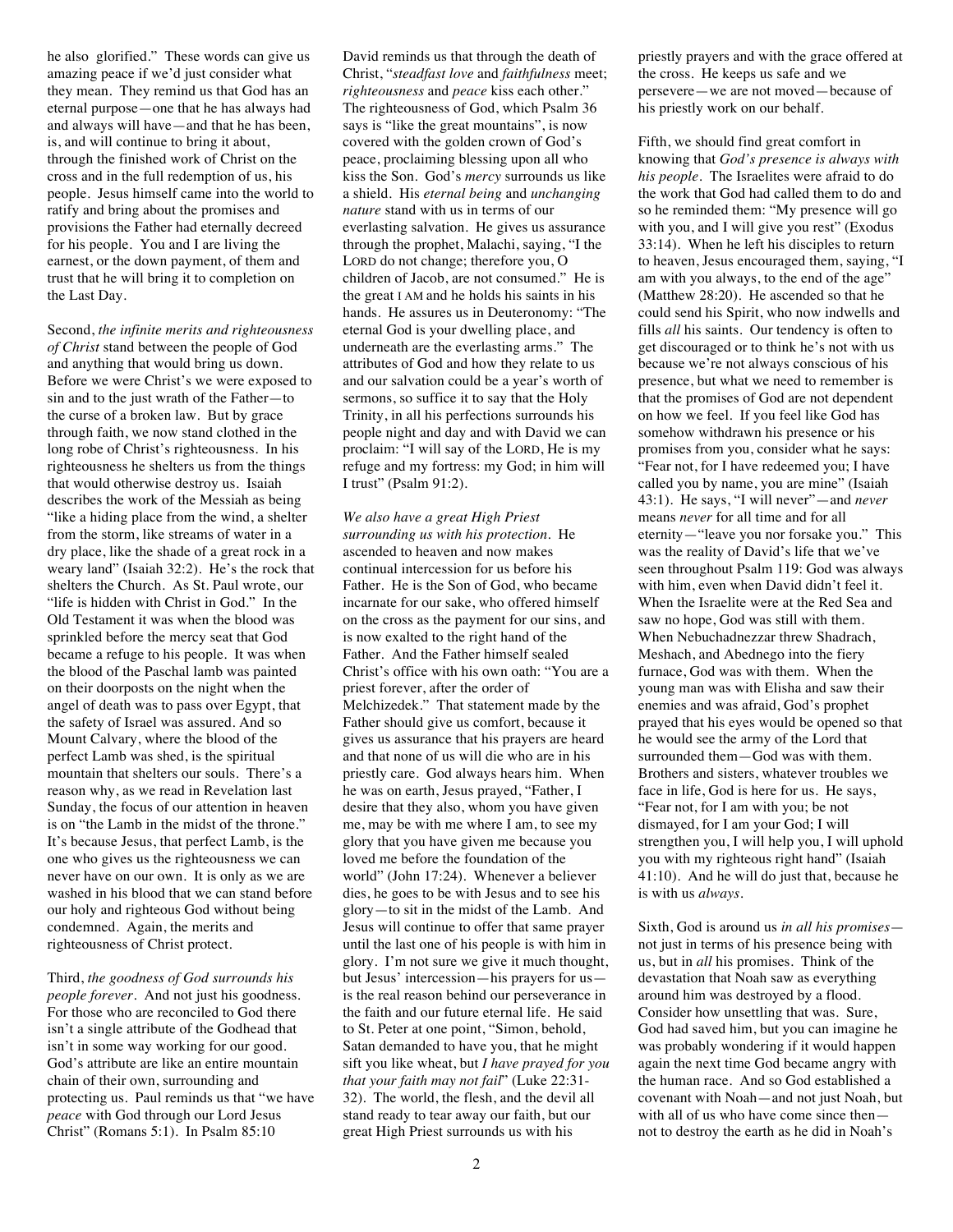he also glorified." These words can give us amazing peace if we'd just consider what they mean. They remind us that God has an eternal purpose—one that he has always had and always will have—and that he has been, is, and will continue to bring it about, through the finished work of Christ on the cross and in the full redemption of us, his people. Jesus himself came into the world to ratify and bring about the promises and provisions the Father had eternally decreed for his people. You and I are living the earnest, or the down payment, of them and trust that he will bring it to completion on the Last Day.

Second, *the infinite merits and righteousness of Christ* stand between the people of God and anything that would bring us down. Before we were Christ's we were exposed to sin and to the just wrath of the Father—to the curse of a broken law. But by grace through faith, we now stand clothed in the long robe of Christ's righteousness. In his righteousness he shelters us from the things that would otherwise destroy us. Isaiah describes the work of the Messiah as being "like a hiding place from the wind, a shelter from the storm, like streams of water in a dry place, like the shade of a great rock in a weary land" (Isaiah 32:2). He's the rock that shelters the Church. As St. Paul wrote, our "life is hidden with Christ in God." In the Old Testament it was when the blood was sprinkled before the mercy seat that God became a refuge to his people. It was when the blood of the Paschal lamb was painted on their doorposts on the night when the angel of death was to pass over Egypt, that the safety of Israel was assured. And so Mount Calvary, where the blood of the perfect Lamb was shed, is the spiritual mountain that shelters our souls. There's a reason why, as we read in Revelation last Sunday, the focus of our attention in heaven is on "the Lamb in the midst of the throne." It's because Jesus, that perfect Lamb, is the one who gives us the righteousness we can never have on our own. It is only as we are washed in his blood that we can stand before our holy and righteous God without being condemned. Again, the merits and righteousness of Christ protect.

Third, *the goodness of God surrounds his people forever*. And not just his goodness. For those who are reconciled to God there isn't a single attribute of the Godhead that isn't in some way working for our good. God's attribute are like an entire mountain chain of their own, surrounding and protecting us. Paul reminds us that "we have *peace* with God through our Lord Jesus Christ" (Romans 5:1). In Psalm 85:10 David reminds us that through the death of Christ, "*steadfast love* and *faithfulness* meet; *righteousness* and *peace* kiss each other." The righteousness of God, which Psalm 36 says is "like the great mountains", is now covered with the golden crown of God's peace, proclaiming blessing upon all who kiss the Son. God's *mercy* surrounds us like a shield. His *eternal being* and *unchanging nature* stand with us in terms of our everlasting salvation. He gives us assurance through the prophet, Malachi, saying, "I the LORD do not change; therefore you, O children of Jacob, are not consumed." He is the great I AM and he holds his saints in his hands. He assures us in Deuteronomy: "The eternal God is your dwelling place, and underneath are the everlasting arms." The attributes of God and how they relate to us and our salvation could be a year's worth of sermons, so suffice it to say that the Holy Trinity, in all his perfections surrounds his people night and day and with David we can proclaim: "I will say of the LORD, He is my refuge and my fortress: my God; in him will I trust" (Psalm 91:2).

*We also have a great High Priest surrounding us with his protection*. He ascended to heaven and now makes continual intercession for us before his Father. He is the Son of God, who became incarnate for our sake, who offered himself on the cross as the payment for our sins, and is now exalted to the right hand of the Father. And the Father himself sealed Christ's office with his own oath: "You are a priest forever, after the order of Melchizedek." That statement made by the Father should give us comfort, because it gives us assurance that his prayers are heard and that none of us will die who are in his priestly care. God always hears him. When he was on earth, Jesus prayed, "Father, I desire that they also, whom you have given me, may be with me where I am, to see my glory that you have given me because you loved me before the foundation of the world" (John 17:24). Whenever a believer dies, he goes to be with Jesus and to see his glory—to sit in the midst of the Lamb. And Jesus will continue to offer that same prayer until the last one of his people is with him in glory. I'm not sure we give it much thought, but Jesus' intercession—his prayers for us—is the real reason behind our perseverance in the faith and our future eternal life. He said to St. Peter at one point, "Simon, behold, Satan demanded to have you, that he might sift you like wheat, but *I have prayed for you that your faith may not fail*" (Luke 22:31-32). The world, the flesh, and the devil all stand ready to tear away our faith, but our great High Priest surrounds us with his priestly prayers and with the grace offered at the cross. He keeps us safe and we persevere—we are not moved—because of his priestly work on our behalf.

Fifth, we should find great comfort in knowing that *God's presence is always with his people*. The Israelites were afraid to do the work that God had called them to do and so he reminded them: "My presence will go with you, and I will give you rest" (Exodus 33:14). When he left his disciples to return to heaven, Jesus encouraged them, saying, "I am with you always, to the end of the age" (Matthew 28:20). He ascended so that he could send his Spirit, who now indwells and fills *all* his saints. Our tendency is often to get discouraged or to think he's not with us because we're not always conscious of his presence, but what we need to remember is that the promises of God are not dependent on how we feel. If you feel like God has somehow withdrawn his presence or his promises from you, consider what he says: "Fear not, for I have redeemed you; I have called you by name, you are mine" (Isaiah 43:1). He says, "I will never"—and *never* means *never* for all time and for all eternity—"leave you nor forsake you." This was the reality of David's life that we've seen throughout Psalm 119: God was always with him, even when David didn't feel it. When the Israelite were at the Red Sea and saw no hope, God was still with them. When Nebuchadnezzar threw Shadrach, Meshach, and Abednego into the fiery furnace, God was with them. When the young man was with Elisha and saw their enemies and was afraid, God's prophet prayed that his eyes would be opened so that he would see the army of the Lord that surrounded them—God was with them. Brothers and sisters, whatever troubles we face in life, God is here for us. He says, "Fear not, for I am with you; be not dismayed, for I am your God; I will strengthen you, I will help you, I will uphold you with my righteous right hand" (Isaiah 41:10). And he will do just that, because he is with us *always*.

Sixth, God is around us *in all his promises*—not just in terms of his presence being with us, but in *all* his promises. Think of the devastation that Noah saw as everything around him was destroyed by a flood. Consider how unsettling that was. Sure, God had saved him, but you can imagine he was probably wondering if it would happen again the next time God became angry with the human race. And so God established a covenant with Noah—and not just Noah, but with all of us who have come since then—not to destroy the earth as he did in Noah's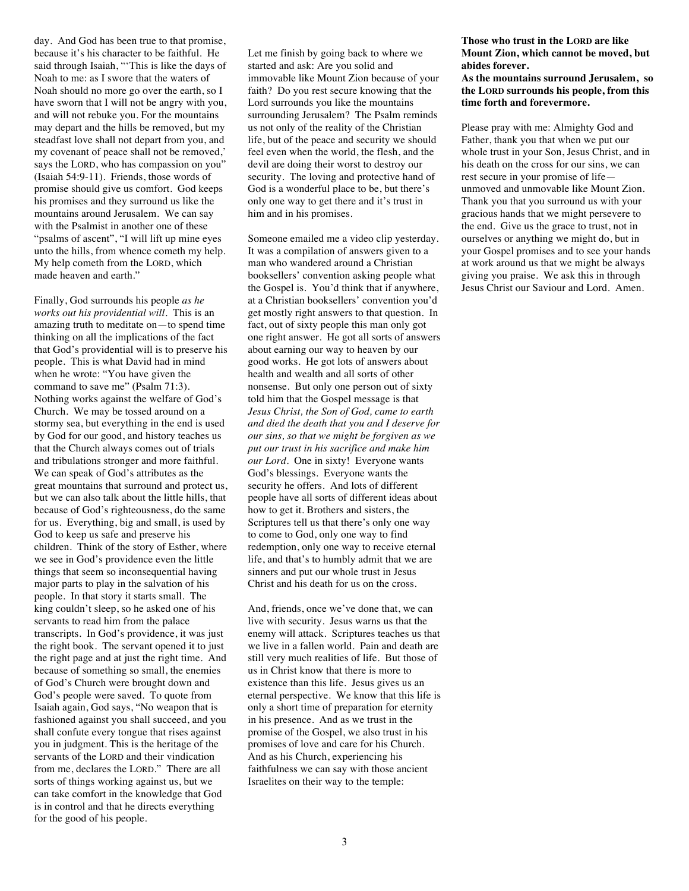day. And God has been true to that promise, because it's his character to be faithful. He said through Isaiah, "'This is like the days of Noah to me: as I swore that the waters of Noah should no more go over the earth, so I have sworn that I will not be angry with you, and will not rebuke you. For the mountains may depart and the hills be removed, but my steadfast love shall not depart from you, and my covenant of peace shall not be removed,' says the LORD, who has compassion on you" (Isaiah 54:9-11). Friends, those words of promise should give us comfort. God keeps his promises and they surround us like the mountains around Jerusalem. We can say with the Psalmist in another one of these "psalms of ascent", "I will lift up mine eyes unto the hills, from whence cometh my help. My help cometh from the LORD, which made heaven and earth."

Finally, God surrounds his people *as he works out his providential will*. This is an amazing truth to meditate on—to spend time thinking on all the implications of the fact that God's providential will is to preserve his people. This is what David had in mind when he wrote: "You have given the command to save me" (Psalm 71:3). Nothing works against the welfare of God's Church. We may be tossed around on a stormy sea, but everything in the end is used by God for our good, and history teaches us that the Church always comes out of trials and tribulations stronger and more faithful. We can speak of God's attributes as the great mountains that surround and protect us, but we can also talk about the little hills, that because of God's righteousness, do the same for us. Everything, big and small, is used by God to keep us safe and preserve his children. Think of the story of Esther, where we see in God's providence even the little things that seem so inconsequential having major parts to play in the salvation of his people. In that story it starts small. The king couldn't sleep, so he asked one of his servants to read him from the palace transcripts. In God's providence, it was just the right book. The servant opened it to just the right page and at just the right time. And because of something so small, the enemies of God's Church were brought down and God's people were saved. To quote from Isaiah again, God says, "No weapon that is fashioned against you shall succeed, and you shall confute every tongue that rises against you in judgment. This is the heritage of the servants of the LORD and their vindication from me, declares the LORD." There are all sorts of things working against us, but we can take comfort in the knowledge that God is in control and that he directs everything for the good of his people.

Let me finish by going back to where we started and ask: Are you solid and immovable like Mount Zion because of your faith? Do you rest secure knowing that the Lord surrounds you like the mountains surrounding Jerusalem? The Psalm reminds us not only of the reality of the Christian life, but of the peace and security we should feel even when the world, the flesh, and the devil are doing their worst to destroy our security. The loving and protective hand of God is a wonderful place to be, but there's only one way to get there and it's trust in him and in his promises.

Someone emailed me a video clip yesterday. It was a compilation of answers given to a man who wandered around a Christian booksellers' convention asking people what the Gospel is. You'd think that if anywhere, at a Christian booksellers' convention you'd get mostly right answers to that question. In fact, out of sixty people this man only got one right answer. He got all sorts of answers about earning our way to heaven by our good works. He got lots of answers about health and wealth and all sorts of other nonsense. But only one person out of sixty told him that the Gospel message is that *Jesus Christ, the Son of God, came to earth and died the death that you and I deserve for our sins, so that we might be forgiven as we put our trust in his sacrifice and make him our Lord*. One in sixty! Everyone wants God's blessings. Everyone wants the security he offers. And lots of different people have all sorts of different ideas about how to get it. Brothers and sisters, the Scriptures tell us that there's only one way to come to God, only one way to find redemption, only one way to receive eternal life, and that's to humbly admit that we are sinners and put our whole trust in Jesus Christ and his death for us on the cross.

And, friends, once we've done that, we can live with security. Jesus warns us that the enemy will attack. Scriptures teaches us that we live in a fallen world. Pain and death are still very much realities of life. But those of us in Christ know that there is more to existence than this life. Jesus gives us an eternal perspective. We know that this life is only a short time of preparation for eternity in his presence. And as we trust in the promise of the Gospel, we also trust in his promises of love and care for his Church. And as his Church, experiencing his faithfulness we can say with those ancient Israelites on their way to the temple:

**Those who trust in the LORD are like Mount Zion, which cannot be moved, but abides forever.**
**As the mountains surround Jerusalem, so the LORD surrounds his people, from this time forth and forevermore.**

Please pray with me: Almighty God and Father, thank you that when we put our whole trust in your Son, Jesus Christ, and in his death on the cross for our sins, we can rest secure in your promise of life—unmoved and unmovable like Mount Zion. Thank you that you surround us with your gracious hands that we might persevere to the end. Give us the grace to trust, not in ourselves or anything we might do, but in your Gospel promises and to see your hands at work around us that we might be always giving you praise. We ask this in through Jesus Christ our Saviour and Lord. Amen.